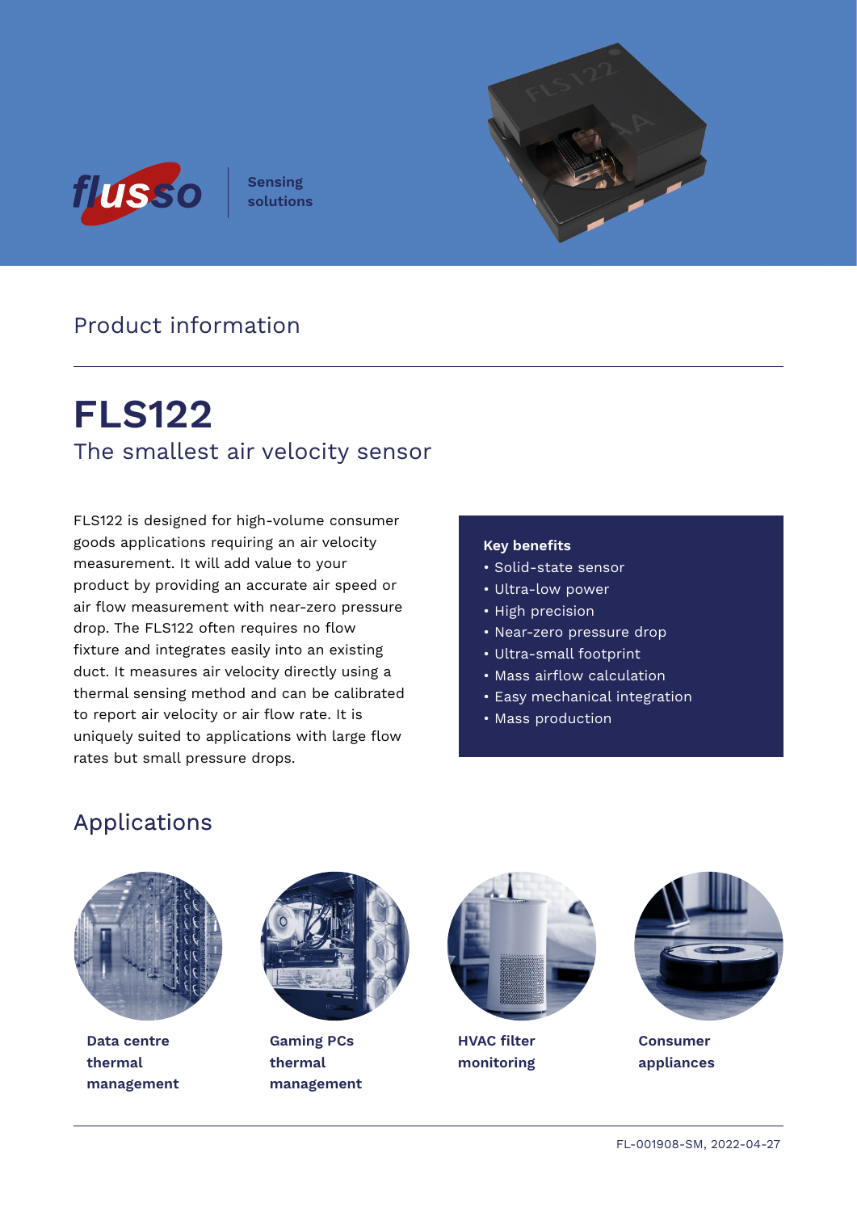flusso | Sensing solutions

Product information

# FLS122

## The smallest air velocity sensor

FLS122 is designed for high-volume consumer goods applications requiring an air velocity measurement. It will add value to your product by providing an accurate air speed or air flow measurement with near-zero pressure drop. The FLS122 often requires no flow fixture and integrates easily into an existing duct. It measures air velocity directly using a thermal sensing method and can be calibrated to report air velocity or air flow rate. It is uniquely suited to applications with large flow rates but small pressure drops.

**Key benefits**

- Solid-state sensor
- Ultra-low power
- High precision
- Near-zero pressure drop
- Ultra-small footprint
- Mass airflow calculation
- Easy mechanical integration
- Mass production

## Applications

**Data centre thermal management**

**Gaming PCs thermal management**

**HVAC filter monitoring**

**Consumer appliances**

FL-001908-SM, 2022-04-27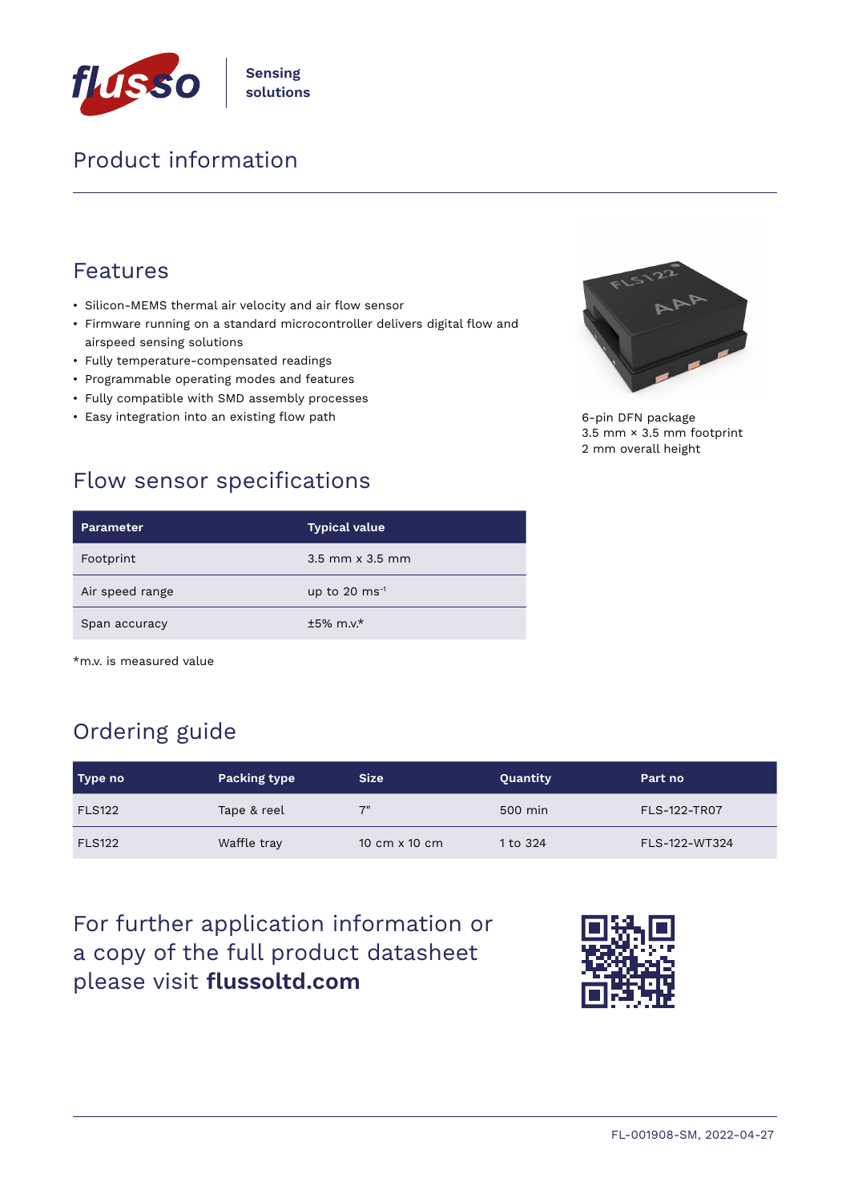flusso Sensing solutions

# Product information

## Features

- Silicon-MEMS thermal air velocity and air flow sensor
- Firmware running on a standard microcontroller delivers digital flow and airspeed sensing solutions
- Fully temperature-compensated readings
- Programmable operating modes and features
- Fully compatible with SMD assembly processes
- Easy integration into an existing flow path

6-pin DFN package
3.5 mm × 3.5 mm footprint
2 mm overall height

## Flow sensor specifications

| Parameter | Typical value |
|---|---|
| Footprint | 3.5 mm x 3.5 mm |
| Air speed range | up to 20 $ms^{-1}$ |
| Span accuracy | ±5% m.v.* |

*m.v. is measured value

## Ordering guide

| Type no | Packing type | Size | Quantity | Part no |
|---|---|---|---|---|
| FLS122 | Tape & reel | 7" | 500 min | FLS-122-TR07 |
| FLS122 | Waffle tray | 10 cm x 10 cm | 1 to 324 | FLS-122-WT324 |

For further application information or a copy of the full product datasheet please visit **flussoltd.com**

FL-001908-SM, 2022-04-27